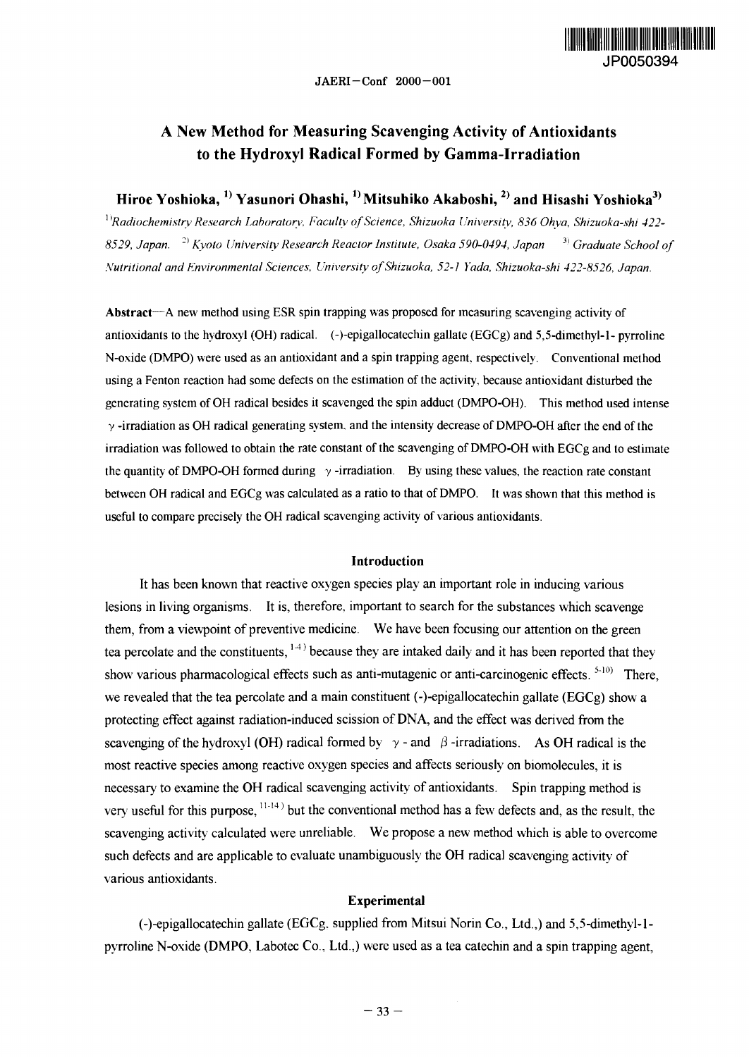# A New Method for Measuring Scavenging Activity of Antioxidants to the Hydroxyl Radical Formed by Gamma-Irradiation

**Hiroe Yoshioka,[1] Yasunori Ohashi,[1] Mitsuhiko Akaboshi,[2] and Hisashi Yoshioka[3]**

*[1]Radiochemistry Research Laboratory, Faculty of Science, Shizuoka University, 836 Ohya, Shizuoka-shi 422-8529, Japan. [2] Kyoto University Research Reactor Institute, Osaka 590-0494, Japan [3] Graduate School of Nutritional and Environmental Sciences, University of Shizuoka, 52-1 Yada, Shizuoka-shi 422-8526, Japan.*

**Abstract**—A new method using ESR spin trapping was proposed for measuring scavenging activity of antioxidants to the hydroxyl (OH) radical. (-)-epigallocatechin gallate (EGCg) and 5,5-dimethyl-1- pyrroline N-oxide (DMPO) were used as an antioxidant and a spin trapping agent, respectively. Conventional method using a Fenton reaction had some defects on the estimation of the activity, because antioxidant disturbed the generating system of OH radical besides it scavenged the spin adduct (DMPO-OH). This method used intense $\gamma$ -irradiation as OH radical generating system, and the intensity decrease of DMPO-OH after the end of the irradiation was followed to obtain the rate constant of the scavenging of DMPO-OH with EGCg and to estimate the quantity of DMPO-OH formed during $\gamma$ -irradiation. By using these values, the reaction rate constant between OH radical and EGCg was calculated as a ratio to that of DMPO. It was shown that this method is useful to compare precisely the OH radical scavenging activity of various antioxidants.

## Introduction

It has been known that reactive oxygen species play an important role in inducing various lesions in living organisms. It is, therefore, important to search for the substances which scavenge them, from a viewpoint of preventive medicine. We have been focusing our attention on the green tea percolate and the constituents,[1-4] because they are intaked daily and it has been reported that they show various pharmacological effects such as anti-mutagenic or anti-carcinogenic effects.[5-10] There, we revealed that the tea percolate and a main constituent (-)-epigallocatechin gallate (EGCg) show a protecting effect against radiation-induced scission of DNA, and the effect was derived from the scavenging of the hydroxyl (OH) radical formed by $\gamma$ - and $\beta$ -irradiations. As OH radical is the most reactive species among reactive oxygen species and affects seriously on biomolecules, it is necessary to examine the OH radical scavenging activity of antioxidants. Spin trapping method is very useful for this purpose,[11-14] but the conventional method has a few defects and, as the result, the scavenging activity calculated were unreliable. We propose a new method which is able to overcome such defects and are applicable to evaluate unambiguously the OH radical scavenging activity of various antioxidants.

## Experimental

(-)-epigallocatechin gallate (EGCg, supplied from Mitsui Norin Co., Ltd.,) and 5,5-dimethyl-1-pyrroline N-oxide (DMPO, Labotec Co., Ltd.,) were used as a tea catechin and a spin trapping agent,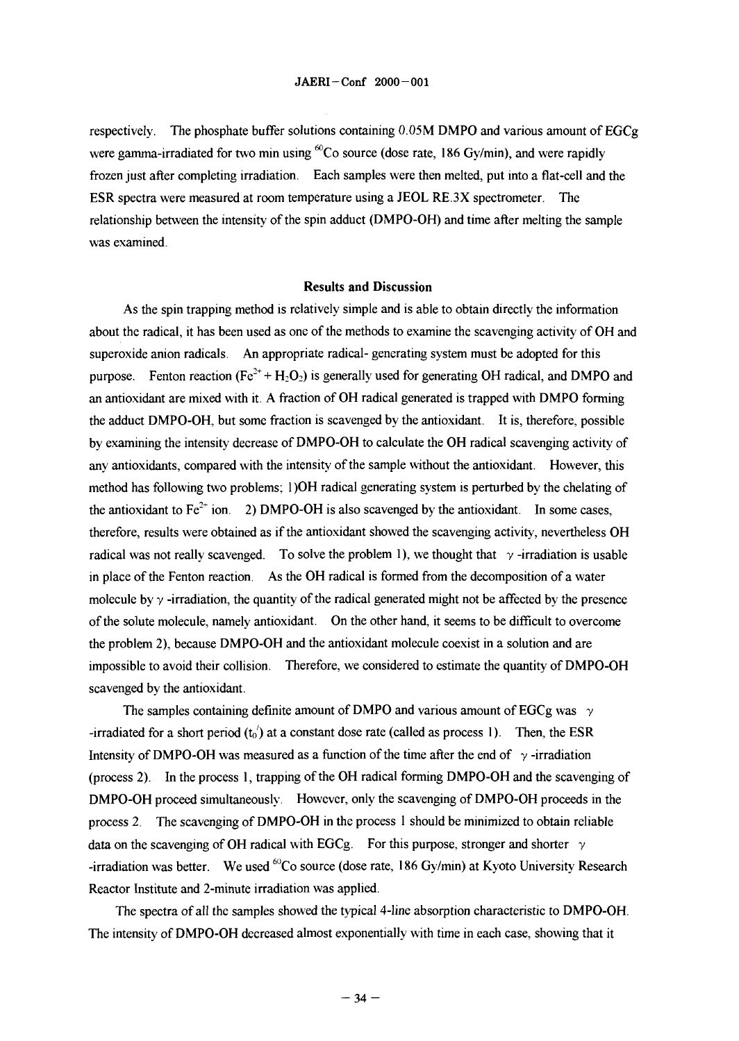respectively. The phosphate buffer solutions containing 0.05M DMPO and various amount of EGCg were gamma-irradiated for two min using $^{60}Co$ source (dose rate, 186 Gy/min), and were rapidly frozen just after completing irradiation. Each samples were then melted, put into a flat-cell and the ESR spectra were measured at room temperature using a JEOL RE.3X spectrometer. The relationship between the intensity of the spin adduct (DMPO-OH) and time after melting the sample was examined.

## Results and Discussion

As the spin trapping method is relatively simple and is able to obtain directly the information about the radical, it has been used as one of the methods to examine the scavenging activity of OH and superoxide anion radicals. An appropriate radical- generating system must be adopted for this purpose. Fenton reaction ($Fe^{2+} + H_2O_2$) is generally used for generating OH radical, and DMPO and an antioxidant are mixed with it. A fraction of OH radical generated is trapped with DMPO forming the adduct DMPO-OH, but some fraction is scavenged by the antioxidant. It is, therefore, possible by examining the intensity decrease of DMPO-OH to calculate the OH radical scavenging activity of any antioxidants, compared with the intensity of the sample without the antioxidant. However, this method has following two problems; 1)OH radical generating system is perturbed by the chelating of the antioxidant to $Fe^{2+}$ ion. 2) DMPO-OH is also scavenged by the antioxidant. In some cases, therefore, results were obtained as if the antioxidant showed the scavenging activity, nevertheless OH radical was not really scavenged. To solve the problem 1), we thought that $\gamma$ -irradiation is usable in place of the Fenton reaction. As the OH radical is formed from the decomposition of a water molecule by $\gamma$ -irradiation, the quantity of the radical generated might not be affected by the presence of the solute molecule, namely antioxidant. On the other hand, it seems to be difficult to overcome the problem 2), because DMPO-OH and the antioxidant molecule coexist in a solution and are impossible to avoid their collision. Therefore, we considered to estimate the quantity of DMPO-OH scavenged by the antioxidant.

The samples containing definite amount of DMPO and various amount of EGCg was $\gamma$ -irradiated for a short period ($t_0'$) at a constant dose rate (called as process 1). Then, the ESR Intensity of DMPO-OH was measured as a function of the time after the end of $\gamma$ -irradiation (process 2). In the process 1, trapping of the OH radical forming DMPO-OH and the scavenging of DMPO-OH proceed simultaneously. However, only the scavenging of DMPO-OH proceeds in the process 2. The scavenging of DMPO-OH in the process 1 should be minimized to obtain reliable data on the scavenging of OH radical with EGCg. For this purpose, stronger and shorter $\gamma$ -irradiation was better. We used $^{60}Co$ source (dose rate, 186 Gy/min) at Kyoto University Research Reactor Institute and 2-minute irradiation was applied.

The spectra of all the samples showed the typical 4-line absorption characteristic to DMPO-OH. The intensity of DMPO-OH decreased almost exponentially with time in each case, showing that it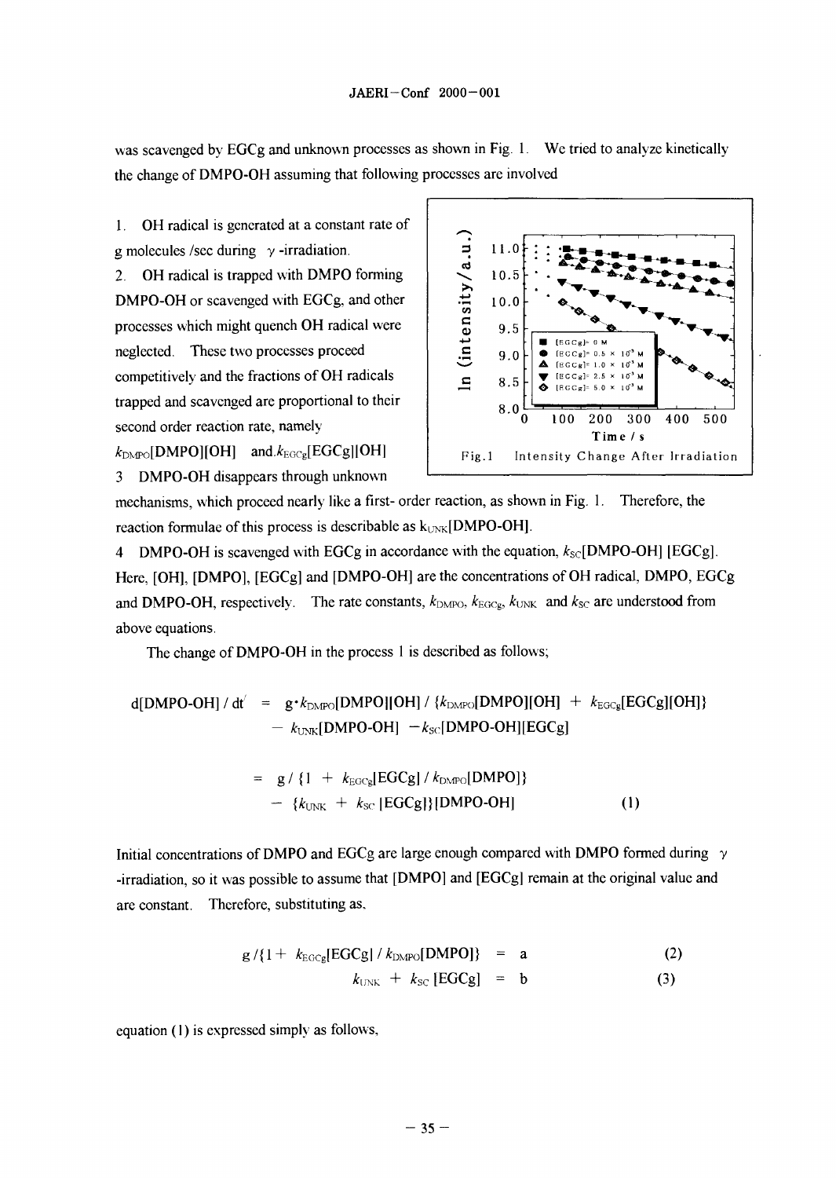was scavenged by EGCg and unknown processes as shown in Fig. 1. We tried to analyze kinetically the change of DMPO-OH assuming that following processes are involved

1. OH radical is generated at a constant rate of g molecules /sec during $\gamma$ -irradiation.

2. OH radical is trapped with DMPO forming DMPO-OH or scavenged with EGCg, and other processes which might quench OH radical were neglected. These two processes proceed competitively and the fractions of OH radicals trapped and scavenged are proportional to their second order reaction rate, namely $k_{DMPO}[DMPO][OH]$ and $k_{EGCg}[EGCg][OH]$

3 DMPO-OH disappears through unknown mechanisms, which proceed nearly like a first- order reaction, as shown in Fig. 1. Therefore, the reaction formulae of this process is describable as $k_{UNK}[DMPO\text{-}OH]$.

Fig.1 Intensity Change After Irradiation

4 DMPO-OH is scavenged with EGCg in accordance with the equation, $k_{SC}[DMPO\text{-}OH]$ [EGCg]. Here, [OH], [DMPO], [EGCg] and [DMPO-OH] are the concentrations of OH radical, DMPO, EGCg and DMPO-OH, respectively. The rate constants, $k_{DMPO}$, $k_{EGCg}$, $k_{UNK}$ and $k_{SC}$ are understood from above equations.

The change of DMPO-OH in the process 1 is described as follows;

$$
\begin{aligned}
d[DMPO\text{-}OH] / dt' &= g \cdot k_{DMPO}[DMPO][OH] / \{k_{DMPO}[DMPO][OH] + k_{EGCg}[EGCg][OH]\} \\
&\quad - k_{UNK}[DMPO\text{-}OH] - k_{SC}[DMPO\text{-}OH][EGCg] \\
&= g / \{1 + k_{EGCg}[EGCg] / k_{DMPO}[DMPO]\} \\
&\quad - \{k_{UNK} + k_{SC}[EGCg]\}[DMPO\text{-}OH] \qquad (1)
\end{aligned}
$$

Initial concentrations of DMPO and EGCg are large enough compared with DMPO formed during $\gamma$ -irradiation, so it was possible to assume that [DMPO] and [EGCg] remain at the original value and are constant. Therefore, substituting as,

$$
g / \{1 + k_{EGCg}[EGCg] / k_{DMPO}[DMPO]\} = a \qquad (2)
$$

$$
k_{UNK} + k_{SC}[EGCg] = b \qquad (3)
$$

equation (1) is expressed simply as follows,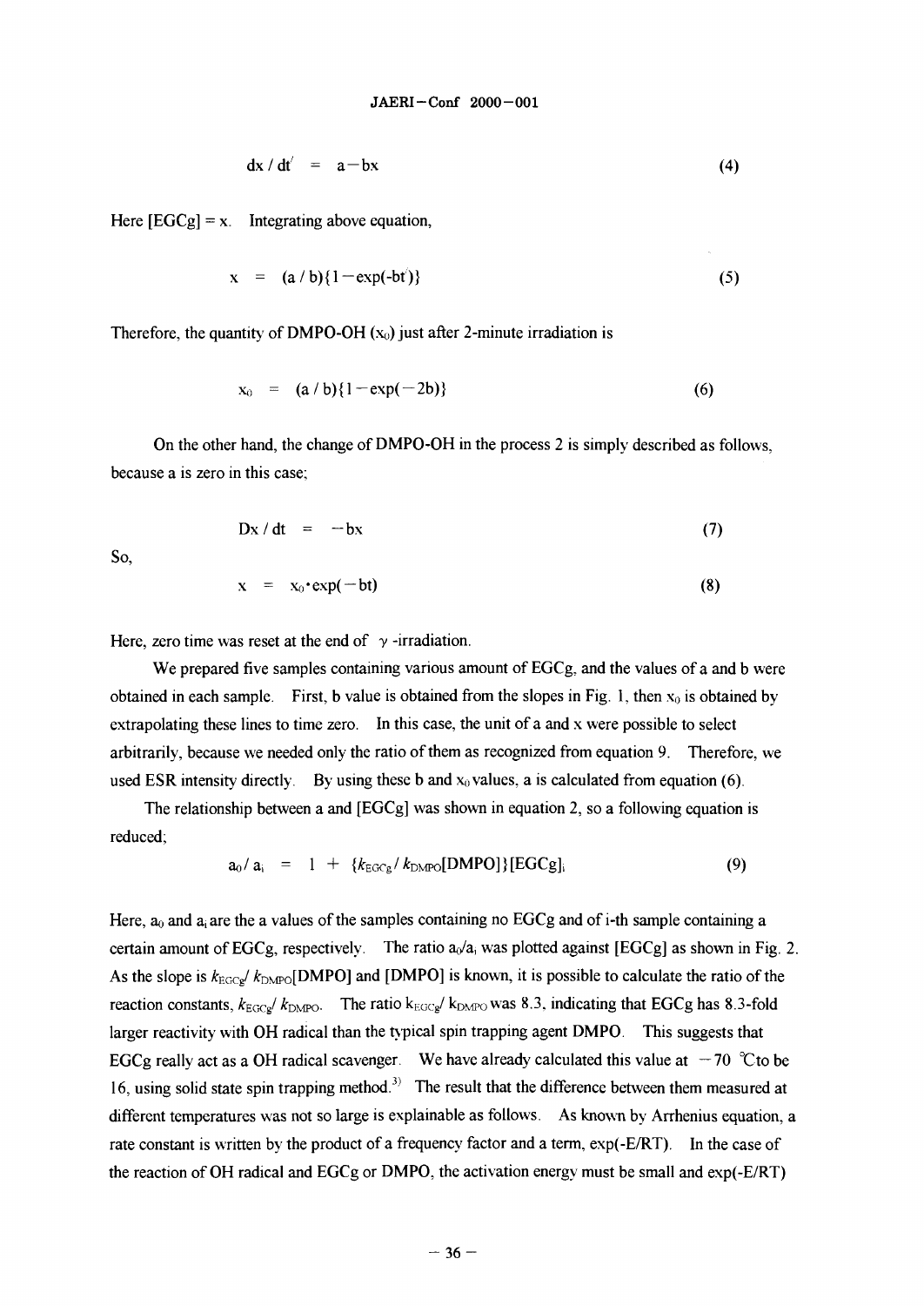$$dx / dt' = a - bx \tag{4}$$

Here [EGCg] = x. Integrating above equation,

$$x = (a / b)\{1 - \exp(-bt')\} \tag{5}$$

Therefore, the quantity of DMPO-OH ($x_0$) just after 2-minute irradiation is

$$x_0 = (a / b)\{1 - \exp(-2b)\} \tag{6}$$

On the other hand, the change of DMPO-OH in the process 2 is simply described as follows, because a is zero in this case;

$$Dx / dt = -bx \tag{7}$$

So,

$$x = x_0 \cdot \exp(-bt) \tag{8}$$

Here, zero time was reset at the end of $\gamma$-irradiation.

We prepared five samples containing various amount of EGCg, and the values of a and b were obtained in each sample. First, b value is obtained from the slopes in Fig. 1, then $x_0$ is obtained by extrapolating these lines to time zero. In this case, the unit of a and x were possible to select arbitrarily, because we needed only the ratio of them as recognized from equation 9. Therefore, we used ESR intensity directly. By using these b and $x_0$ values, a is calculated from equation (6).

The relationship between a and [EGCg] was shown in equation 2, so a following equation is reduced;

$$a_0 / a_i = 1 + \{k_{EGCg} / k_{DMPO}[DMPO]\}[EGCg]_i \tag{9}$$

Here, $a_0$ and $a_i$ are the a values of the samples containing no EGCg and of i-th sample containing a certain amount of EGCg, respectively. The ratio $a_0/a_i$ was plotted against [EGCg] as shown in Fig. 2. As the slope is $k_{EGCg}/ k_{DMPO}[DMPO]$ and [DMPO] is known, it is possible to calculate the ratio of the reaction constants, $k_{EGCg}/ k_{DMPO}$. The ratio $k_{EGCg}/ k_{DMPO}$ was 8.3, indicating that EGCg has 8.3-fold larger reactivity with OH radical than the typical spin trapping agent DMPO. This suggests that EGCg really act as a OH radical scavenger. We have already calculated this value at $-70$ ℃to be 16, using solid state spin trapping method.[3] The result that the difference between them measured at different temperatures was not so large is explainable as follows. As known by Arrhenius equation, a rate constant is written by the product of a frequency factor and a term, exp(-E/RT). In the case of the reaction of OH radical and EGCg or DMPO, the activation energy must be small and exp(-E/RT)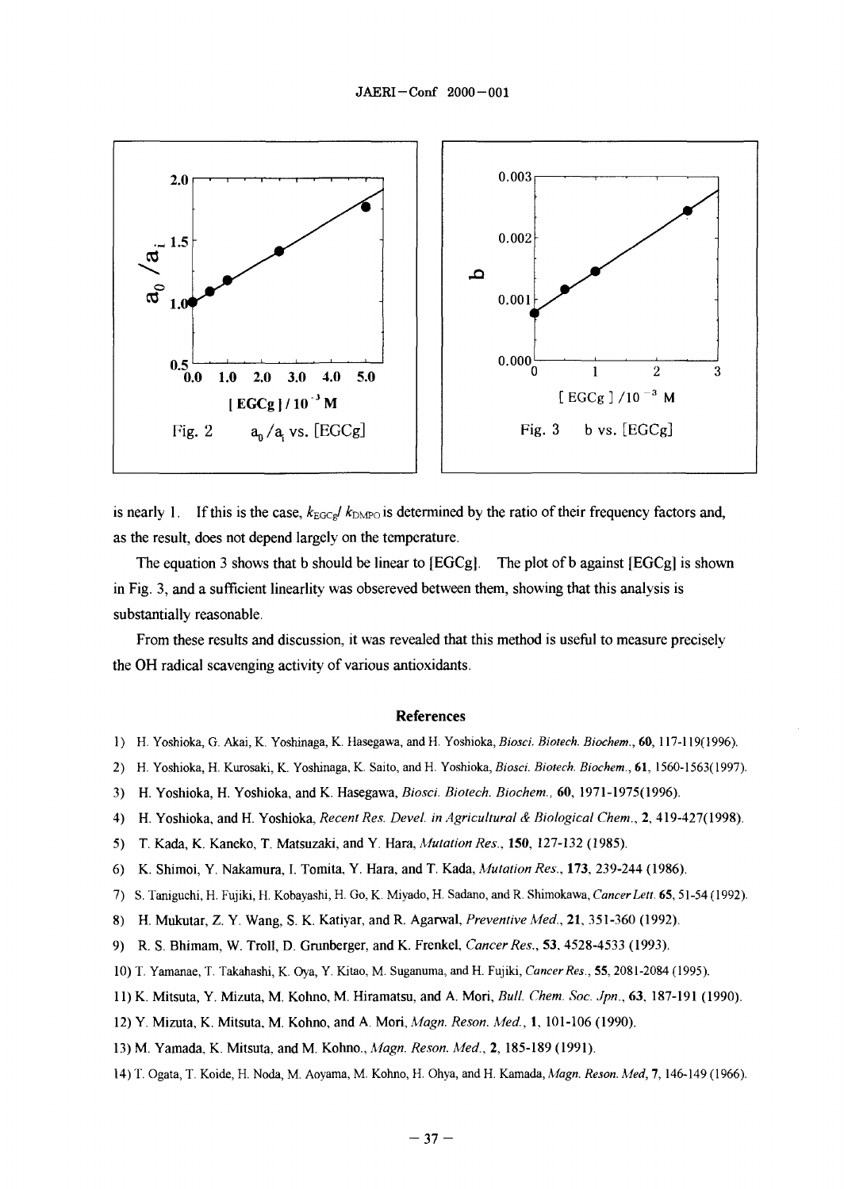2.0

1.5

$a_0/a_i$

1.0

0.5

0.0 1.0 2.0 3.0 4.0 5.0

[ EGCg ] / $10^{-3}$ M

Fig. 2 $a_0/a_i$ vs. [EGCg]

0.003

0.002

b

0.001

0.000

0 1 2 3

[ EGCg ] / $10^{-3}$ M

Fig. 3 b vs. [EGCg]

is nearly 1. If this is the case, $k_{EGCg}/k_{DMPO}$ is determined by the ratio of their frequency factors and, as the result, does not depend largely on the temperature.

The equation 3 shows that b should be linear to [EGCg]. The plot of b against [EGCg] is shown in Fig. 3, and a sufficient linearity was obsereved between them, showing that this analysis is substantially reasonable.

From these results and discussion, it was revealed that this method is useful to measure precisely the OH radical scavenging activity of various antioxidants.

## References

1) H. Yoshioka, G. Akai, K. Yoshinaga, K. Hasegawa, and H. Yoshioka, *Biosci. Biotech. Biochem.*, **60**, 117-119(1996).

2) H. Yoshioka, H. Kurosaki, K. Yoshinaga, K. Saito, and H. Yoshioka, *Biosci. Biotech. Biochem.*, **61**, 1560-1563(1997).

3) H. Yoshioka, H. Yoshioka, and K. Hasegawa, *Biosci. Biotech. Biochem.*, **60**, 1971-1975(1996).

4) H. Yoshioka, and H. Yoshioka, *Recent Res. Devel. in Agricultural & Biological Chem.*, **2**, 419-427(1998).

5) T. Kada, K. Kaneko, T. Matsuzaki, and Y. Hara, *Mutation Res.*, **150**, 127-132 (1985).

6) K. Shimoi, Y. Nakamura, I. Tomita, Y. Hara, and T. Kada, *Mutation Res.*, **173**, 239-244 (1986).

7) S. Taniguchi, H. Fujiki, H. Kobayashi, H. Go, K. Miyado, H. Sadano, and R. Shimokawa, *Cancer Lett.* **65**, 51-54 (1992).

8) H. Mukutar, Z. Y. Wang, S. K. Katiyar, and R. Agarwal, *Preventive Med.*, **21**, 351-360 (1992).

9) R. S. Bhimam, W. Troll, D. Grunberger, and K. Frenkel, *Cancer Res.*, **53**, 4528-4533 (1993).

10) T. Yamanae, T. Takahashi, K. Oya, Y. Kitao, M. Suganuma, and H. Fujiki, *Cancer Res.*, **55**, 2081-2084 (1995).

11) K. Mitsuta, Y. Mizuta, M. Kohno, M. Hiramatsu, and A. Mori, *Bull. Chem. Soc. Jpn.*, **63**, 187-191 (1990).

12) Y. Mizuta, K. Mitsuta, M. Kohno, and A. Mori, *Magn. Reson. Med.*, **1**, 101-106 (1990).

13) M. Yamada, K. Mitsuta, and M. Kohno., *Magn. Reson. Med.*, **2**, 185-189 (1991).

14) T. Ogata, T. Koide, H. Noda, M. Aoyama, M. Kohno, H. Ohya, and H. Kamada, *Magn. Reson. Med*, **7**, 146-149 (1966).